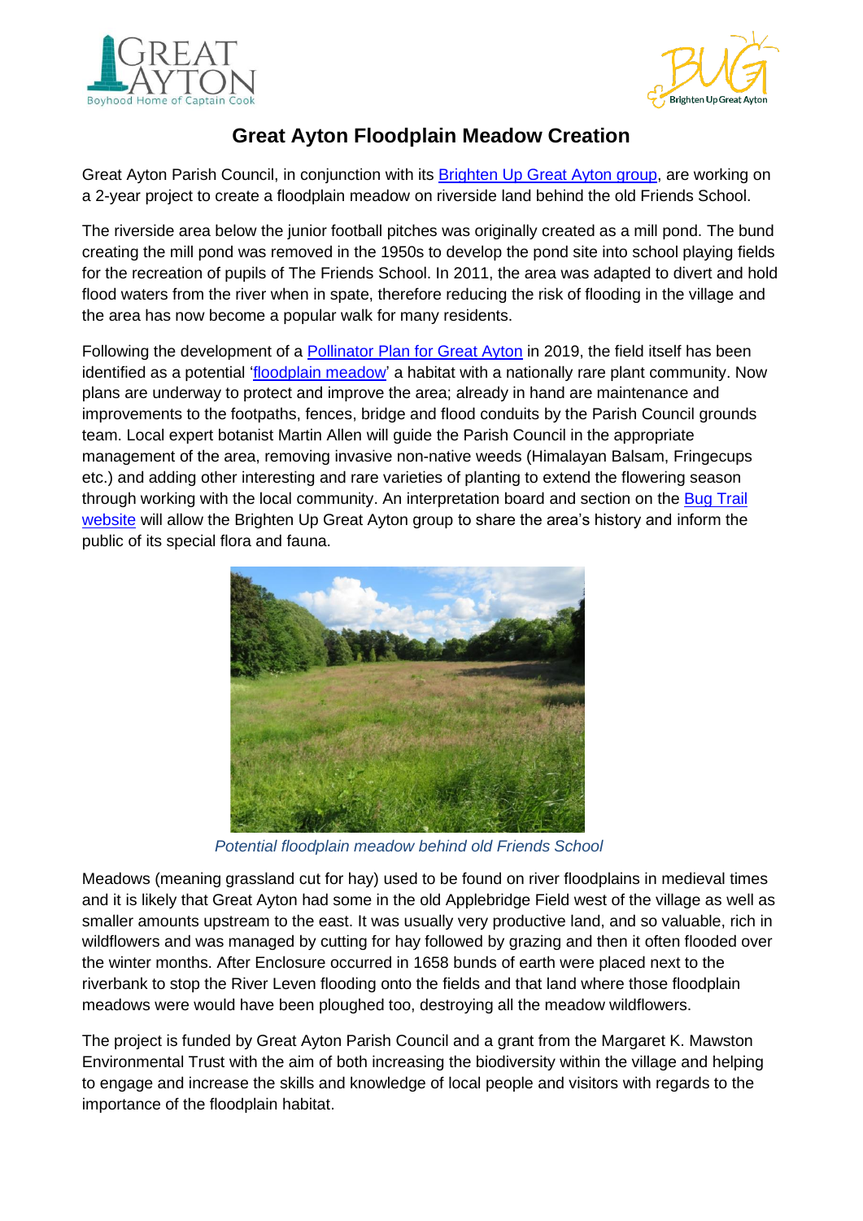# Great Ayton Floodplain Meadow Creation

Great Ayton Parish Council, in conjunction with its Brighten Up Great Ayton group, are working on a 2-year project to create a floodplain meadow on riverside land behind the old Friends School.

The riverside area below the junior football pitches was originally created as a mill pond. The bund creating the mill pond was removed in the 1950s to develop the pond site into school playing fields for the recreation of pupils of The Friends School. In 2011, the area was adapted to divert and hold flood waters from the river when in spate, therefore reducing the risk of flooding in the village and the area has now become a popular walk for many residents.

Following the development of a Pollinator Plan for Great Ayton in 2019, the field itself has been identified as a potential 'floodplain meadow' a habitat with a nationally rare plant community. Now plans are underway to protect and improve the area; already in hand are maintenance and improvements to the footpaths, fences, bridge and flood conduits by the Parish Council grounds team. Local expert botanist Martin Allen will guide the Parish Council in the appropriate management of the area, removing invasive non-native weeds (Himalayan Balsam, Fringecups etc.) and adding other interesting and rare varieties of planting to extend the flowering season through working with the local community. An interpretation board and section on the Bug Trail website will allow the Brighten Up Great Ayton group to share the area's history and inform the public of its special flora and fauna.

*Potential floodplain meadow behind old Friends School*

Meadows (meaning grassland cut for hay) used to be found on river floodplains in medieval times and it is likely that Great Ayton had some in the old Applebridge Field west of the village as well as smaller amounts upstream to the east. It was usually very productive land, and so valuable, rich in wildflowers and was managed by cutting for hay followed by grazing and then it often flooded over the winter months. After Enclosure occurred in 1658 bunds of earth were placed next to the riverbank to stop the River Leven flooding onto the fields and that land where those floodplain meadows were would have been ploughed too, destroying all the meadow wildflowers.

The project is funded by Great Ayton Parish Council and a grant from the Margaret K. Mawston Environmental Trust with the aim of both increasing the biodiversity within the village and helping to engage and increase the skills and knowledge of local people and visitors with regards to the importance of the floodplain habitat.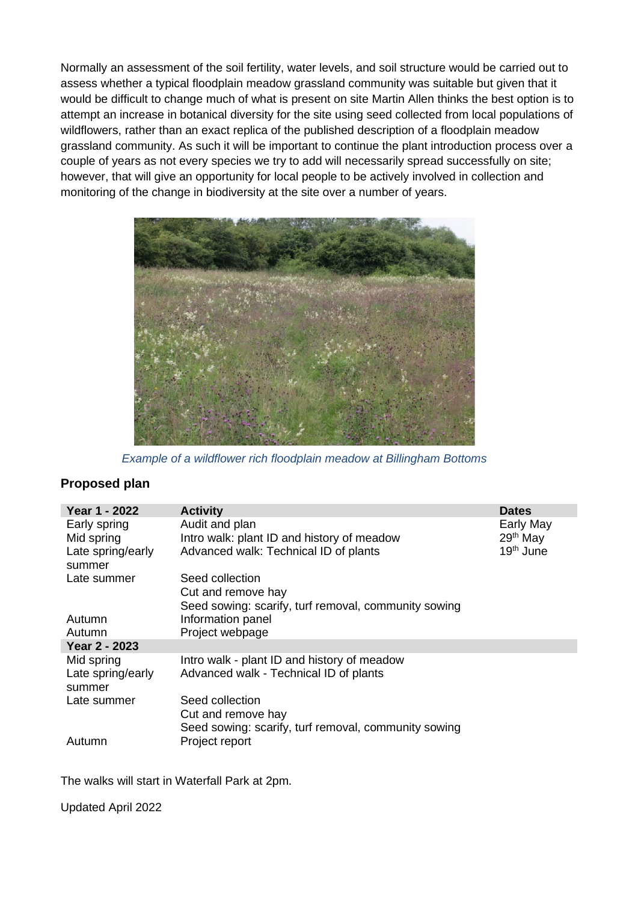Normally an assessment of the soil fertility, water levels, and soil structure would be carried out to assess whether a typical floodplain meadow grassland community was suitable but given that it would be difficult to change much of what is present on site Martin Allen thinks the best option is to attempt an increase in botanical diversity for the site using seed collected from local populations of wildflowers, rather than an exact replica of the published description of a floodplain meadow grassland community. As such it will be important to continue the plant introduction process over a couple of years as not every species we try to add will necessarily spread successfully on site; however, that will give an opportunity for local people to be actively involved in collection and monitoring of the change in biodiversity at the site over a number of years.

*Example of a wildflower rich floodplain meadow at Billingham Bottoms*

## Proposed plan

| Year 1 - 2022 | Activity | Dates |
|---|---|---|
| Early spring | Audit and plan | Early May |
| Mid spring | Intro walk: plant ID and history of meadow | 29th May |
| Late spring/early summer | Advanced walk: Technical ID of plants | 19th June |
| Late summer | Seed collection | |
| | Cut and remove hay | |
| | Seed sowing: scarify, turf removal, community sowing | |
| Autumn | Information panel | |
| Autumn | Project webpage | |
| **Year 2 - 2023** | | |
| Mid spring | Intro walk - plant ID and history of meadow | |
| Late spring/early summer | Advanced walk - Technical ID of plants | |
| Late summer | Seed collection | |
| | Cut and remove hay | |
| | Seed sowing: scarify, turf removal, community sowing | |
| Autumn | Project report | |

The walks will start in Waterfall Park at 2pm.

Updated April 2022